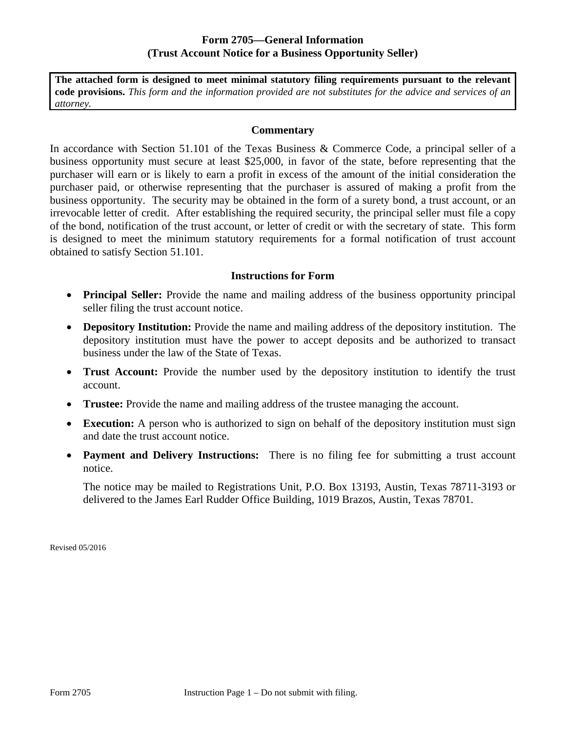# Form 2705—General Information
## (Trust Account Notice for a Business Opportunity Seller)

**The attached form is designed to meet minimal statutory filing requirements pursuant to the relevant code provisions.** *This form and the information provided are not substitutes for the advice and services of an attorney.*

### Commentary

In accordance with Section 51.101 of the Texas Business & Commerce Code, a principal seller of a business opportunity must secure at least $25,000, in favor of the state, before representing that the purchaser will earn or is likely to earn a profit in excess of the amount of the initial consideration the purchaser paid, or otherwise representing that the purchaser is assured of making a profit from the business opportunity. The security may be obtained in the form of a surety bond, a trust account, or an irrevocable letter of credit. After establishing the required security, the principal seller must file a copy of the bond, notification of the trust account, or letter of credit or with the secretary of state. This form is designed to meet the minimum statutory requirements for a formal notification of trust account obtained to satisfy Section 51.101.

### Instructions for Form

- **Principal Seller:** Provide the name and mailing address of the business opportunity principal seller filing the trust account notice.
- **Depository Institution:** Provide the name and mailing address of the depository institution. The depository institution must have the power to accept deposits and be authorized to transact business under the law of the State of Texas.
- **Trust Account:** Provide the number used by the depository institution to identify the trust account.
- **Trustee:** Provide the name and mailing address of the trustee managing the account.
- **Execution:** A person who is authorized to sign on behalf of the depository institution must sign and date the trust account notice.
- **Payment and Delivery Instructions:** There is no filing fee for submitting a trust account notice.

  The notice may be mailed to Registrations Unit, P.O. Box 13193, Austin, Texas 78711-3193 or delivered to the James Earl Rudder Office Building, 1019 Brazos, Austin, Texas 78701.

Revised 05/2016

Form 2705 Instruction Page 1 – Do not submit with filing.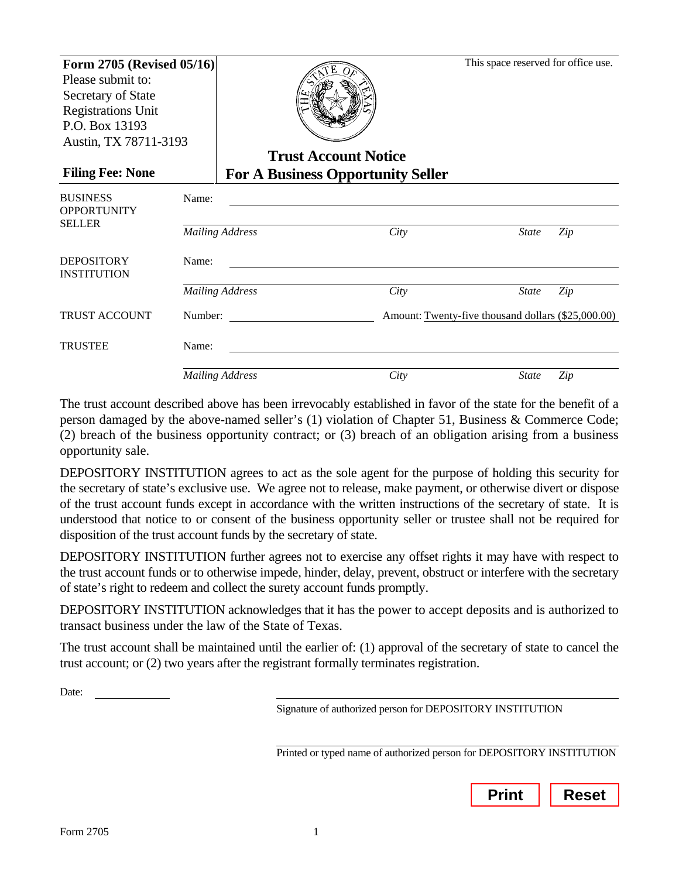**Form 2705 (Revised 05/16)**
Please submit to:
Secretary of State
Registrations Unit
P.O. Box 13193
Austin, TX 78711-3193

**Filing Fee: None**

This space reserved for office use.

# Trust Account Notice For A Business Opportunity Seller

| | | | | |
|---|---|---|---|---|
| BUSINESS OPPORTUNITY SELLER | Name: | | | |
| | *Mailing Address* | *City* | *State* | *Zip* |
| DEPOSITORY INSTITUTION | Name: | | | |
| | *Mailing Address* | *City* | *State* | *Zip* |
| TRUST ACCOUNT | Number: | Amount: Twenty-five thousand dollars ($25,000.00) | | |
| TRUSTEE | Name: | | | |
| | *Mailing Address* | *City* | *State* | *Zip* |

The trust account described above has been irrevocably established in favor of the state for the benefit of a person damaged by the above-named seller's (1) violation of Chapter 51, Business & Commerce Code; (2) breach of the business opportunity contract; or (3) breach of an obligation arising from a business opportunity sale.

DEPOSITORY INSTITUTION agrees to act as the sole agent for the purpose of holding this security for the secretary of state's exclusive use. We agree not to release, make payment, or otherwise divert or dispose of the trust account funds except in accordance with the written instructions of the secretary of state. It is understood that notice to or consent of the business opportunity seller or trustee shall not be required for disposition of the trust account funds by the secretary of state.

DEPOSITORY INSTITUTION further agrees not to exercise any offset rights it may have with respect to the trust account funds or to otherwise impede, hinder, delay, prevent, obstruct or interfere with the secretary of state's right to redeem and collect the surety account funds promptly.

DEPOSITORY INSTITUTION acknowledges that it has the power to accept deposits and is authorized to transact business under the law of the State of Texas.

The trust account shall be maintained until the earlier of: (1) approval of the secretary of state to cancel the trust account; or (2) two years after the registrant formally terminates registration.

Date: ____________

______________________________
Signature of authorized person for DEPOSITORY INSTITUTION

______________________________
Printed or typed name of authorized person for DEPOSITORY INSTITUTION

Print Reset

Form 2705